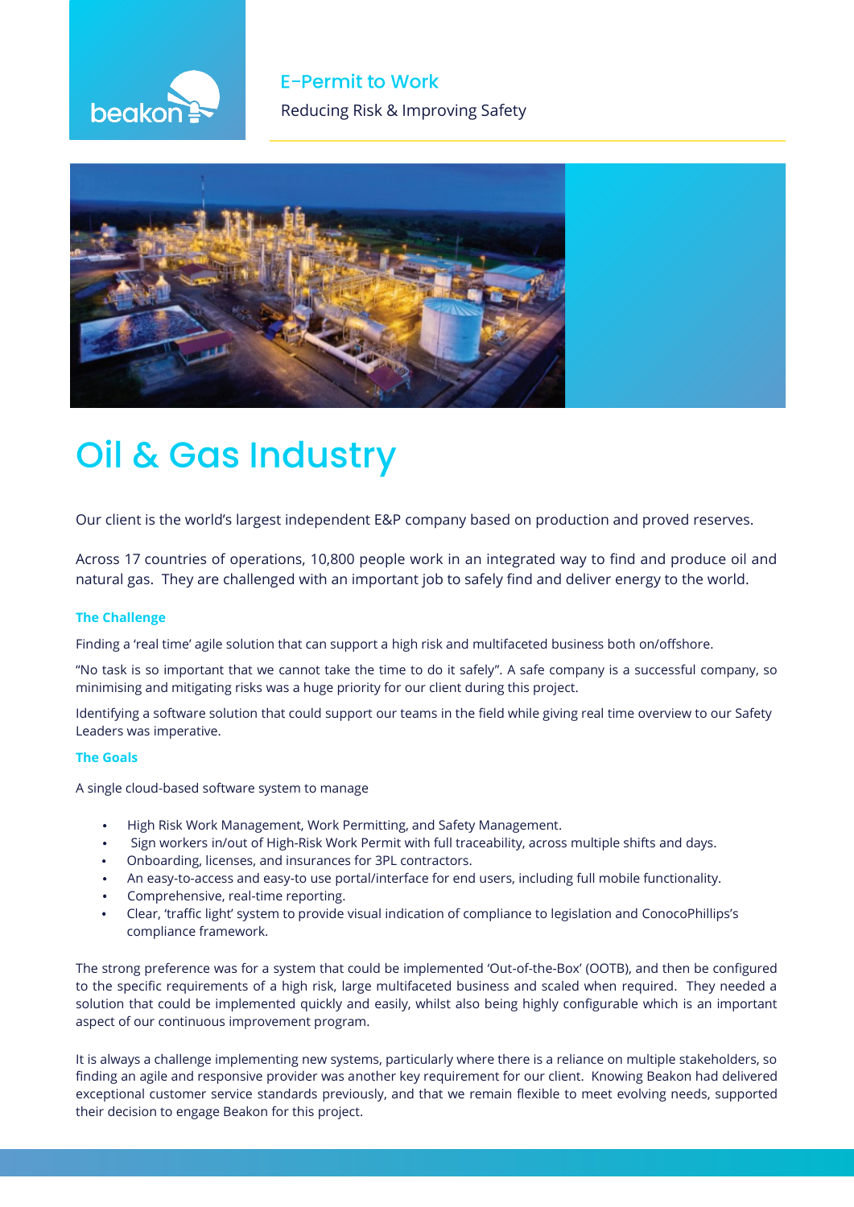beakon

## E-Permit to Work

Reducing Risk & Improving Safety

# Oil & Gas Industry

Our client is the world's largest independent E&P company based on production and proved reserves.

Across 17 countries of operations, 10,800 people work in an integrated way to find and produce oil and natural gas. They are challenged with an important job to safely find and deliver energy to the world.

### The Challenge

Finding a 'real time' agile solution that can support a high risk and multifaceted business both on/offshore.

"No task is so important that we cannot take the time to do it safely". A safe company is a successful company, so minimising and mitigating risks was a huge priority for our client during this project.

Identifying a software solution that could support our teams in the field while giving real time overview to our Safety Leaders was imperative.

### The Goals

A single cloud-based software system to manage

- High Risk Work Management, Work Permitting, and Safety Management.
- Sign workers in/out of High-Risk Work Permit with full traceability, across multiple shifts and days.
- Onboarding, licenses, and insurances for 3PL contractors.
- An easy-to-access and easy-to use portal/interface for end users, including full mobile functionality.
- Comprehensive, real-time reporting.
- Clear, 'traffic light' system to provide visual indication of compliance to legislation and ConocoPhillips's compliance framework.

The strong preference was for a system that could be implemented 'Out-of-the-Box' (OOTB), and then be configured to the specific requirements of a high risk, large multifaceted business and scaled when required. They needed a solution that could be implemented quickly and easily, whilst also being highly configurable which is an important aspect of our continuous improvement program.

It is always a challenge implementing new systems, particularly where there is a reliance on multiple stakeholders, so finding an agile and responsive provider was another key requirement for our client. Knowing Beakon had delivered exceptional customer service standards previously, and that we remain flexible to meet evolving needs, supported their decision to engage Beakon for this project.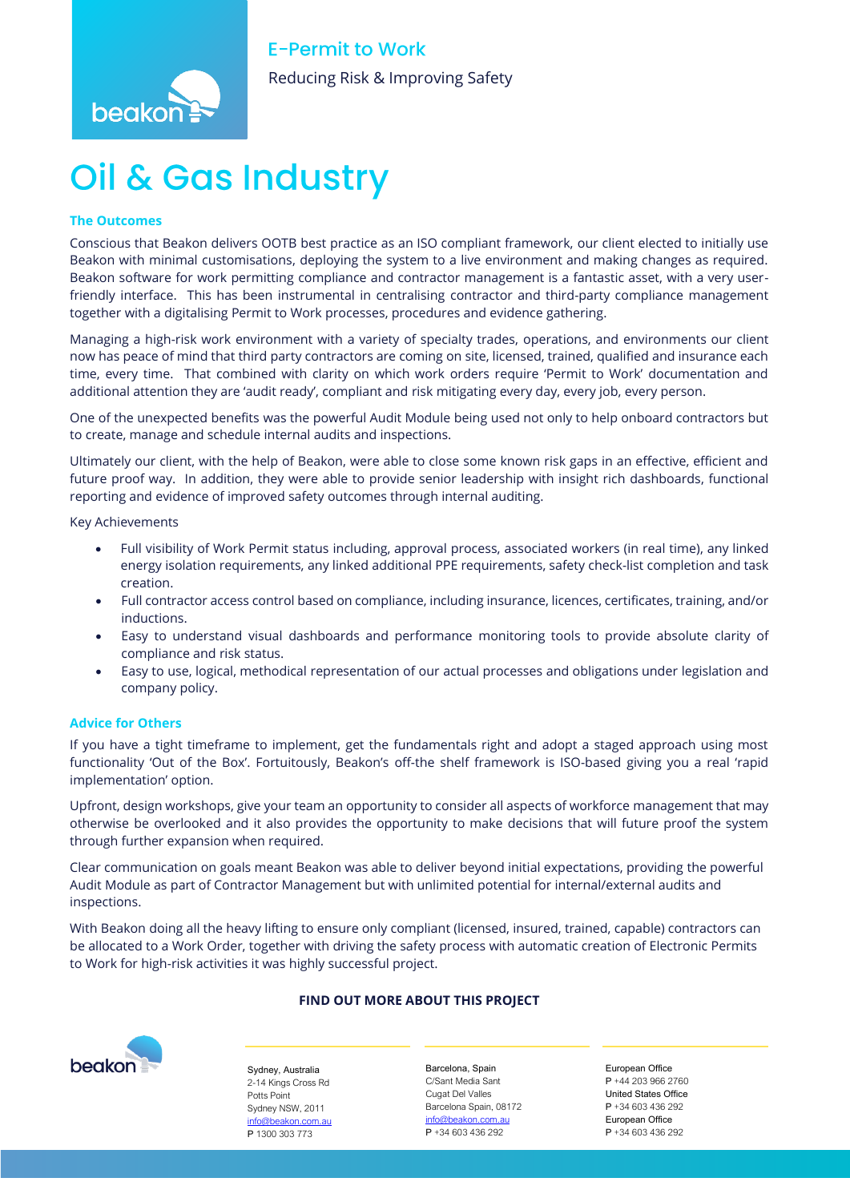E-Permit to Work

Reducing Risk & Improving Safety

# Oil & Gas Industry

### The Outcomes

Conscious that Beakon delivers OOTB best practice as an ISO compliant framework, our client elected to initially use Beakon with minimal customisations, deploying the system to a live environment and making changes as required. Beakon software for work permitting compliance and contractor management is a fantastic asset, with a very user-friendly interface. This has been instrumental in centralising contractor and third-party compliance management together with a digitalising Permit to Work processes, procedures and evidence gathering.

Managing a high-risk work environment with a variety of specialty trades, operations, and environments our client now has peace of mind that third party contractors are coming on site, licensed, trained, qualified and insurance each time, every time. That combined with clarity on which work orders require 'Permit to Work' documentation and additional attention they are 'audit ready', compliant and risk mitigating every day, every job, every person.

One of the unexpected benefits was the powerful Audit Module being used not only to help onboard contractors but to create, manage and schedule internal audits and inspections.

Ultimately our client, with the help of Beakon, were able to close some known risk gaps in an effective, efficient and future proof way. In addition, they were able to provide senior leadership with insight rich dashboards, functional reporting and evidence of improved safety outcomes through internal auditing.

Key Achievements

- Full visibility of Work Permit status including, approval process, associated workers (in real time), any linked energy isolation requirements, any linked additional PPE requirements, safety check-list completion and task creation.
- Full contractor access control based on compliance, including insurance, licences, certificates, training, and/or inductions.
- Easy to understand visual dashboards and performance monitoring tools to provide absolute clarity of compliance and risk status.
- Easy to use, logical, methodical representation of our actual processes and obligations under legislation and company policy.

### Advice for Others

If you have a tight timeframe to implement, get the fundamentals right and adopt a staged approach using most functionality 'Out of the Box'. Fortuitously, Beakon's off-the shelf framework is ISO-based giving you a real 'rapid implementation' option.

Upfront, design workshops, give your team an opportunity to consider all aspects of workforce management that may otherwise be overlooked and it also provides the opportunity to make decisions that will future proof the system through further expansion when required.

Clear communication on goals meant Beakon was able to deliver beyond initial expectations, providing the powerful Audit Module as part of Contractor Management but with unlimited potential for internal/external audits and inspections.

With Beakon doing all the heavy lifting to ensure only compliant (licensed, insured, trained, capable) contractors can be allocated to a Work Order, together with driving the safety process with automatic creation of Electronic Permits to Work for high-risk activities it was highly successful project.

**FIND OUT MORE ABOUT THIS PROJECT**

Sydney, Australia
2-14 Kings Cross Rd
Potts Point
Sydney NSW, 2011
info@beakon.com.au
P 1300 303 773

Barcelona, Spain
C/Sant Media Sant
Cugat Del Valles
Barcelona Spain, 08172
info@beakon.com.au
P +34 603 436 292

European Office
P +44 203 966 2760
United States Office
P +34 603 436 292
European Office
P +34 603 436 292